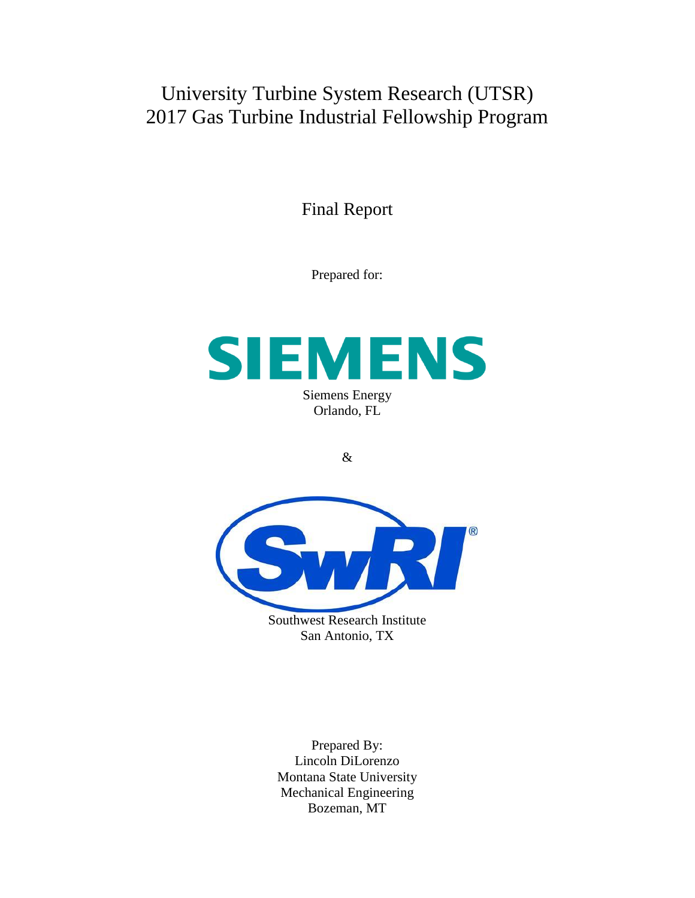# University Turbine System Research (UTSR) 2017 Gas Turbine Industrial Fellowship Program

Final Report

Prepared for:

SIEMENS

Siemens Energy
Orlando, FL

&

SwRI®

Southwest Research Institute
San Antonio, TX

Prepared By:
Lincoln DiLorenzo
Montana State University
Mechanical Engineering
Bozeman, MT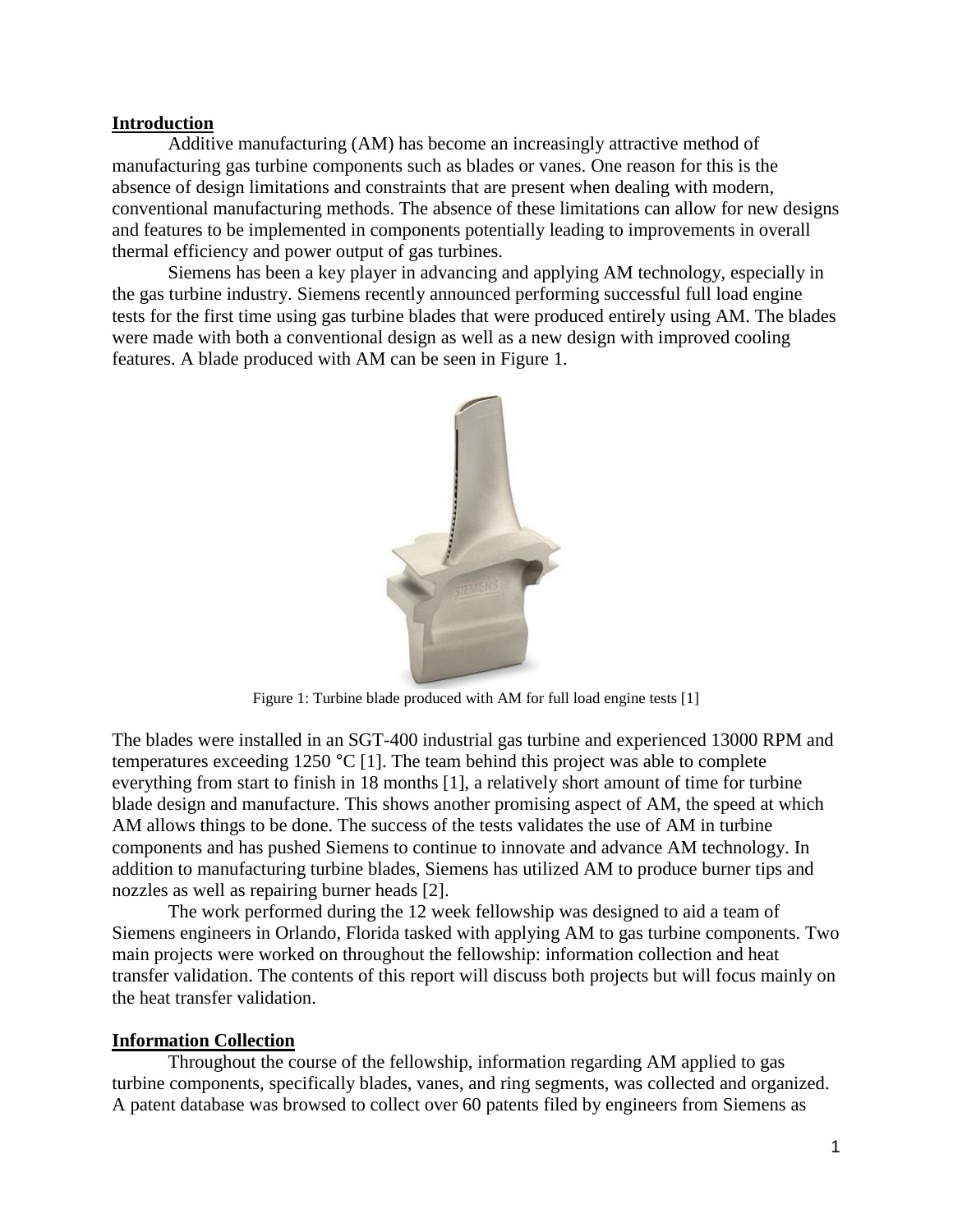## Introduction

Additive manufacturing (AM) has become an increasingly attractive method of manufacturing gas turbine components such as blades or vanes. One reason for this is the absence of design limitations and constraints that are present when dealing with modern, conventional manufacturing methods. The absence of these limitations can allow for new designs and features to be implemented in components potentially leading to improvements in overall thermal efficiency and power output of gas turbines.

Siemens has been a key player in advancing and applying AM technology, especially in the gas turbine industry. Siemens recently announced performing successful full load engine tests for the first time using gas turbine blades that were produced entirely using AM. The blades were made with both a conventional design as well as a new design with improved cooling features. A blade produced with AM can be seen in Figure 1.

Figure 1: Turbine blade produced with AM for full load engine tests [1]

The blades were installed in an SGT-400 industrial gas turbine and experienced 13000 RPM and temperatures exceeding 1250 °C [1]. The team behind this project was able to complete everything from start to finish in 18 months [1], a relatively short amount of time for turbine blade design and manufacture. This shows another promising aspect of AM, the speed at which AM allows things to be done. The success of the tests validates the use of AM in turbine components and has pushed Siemens to continue to innovate and advance AM technology. In addition to manufacturing turbine blades, Siemens has utilized AM to produce burner tips and nozzles as well as repairing burner heads [2].

The work performed during the 12 week fellowship was designed to aid a team of Siemens engineers in Orlando, Florida tasked with applying AM to gas turbine components. Two main projects were worked on throughout the fellowship: information collection and heat transfer validation. The contents of this report will discuss both projects but will focus mainly on the heat transfer validation.

## Information Collection

Throughout the course of the fellowship, information regarding AM applied to gas turbine components, specifically blades, vanes, and ring segments, was collected and organized. A patent database was browsed to collect over 60 patents filed by engineers from Siemens as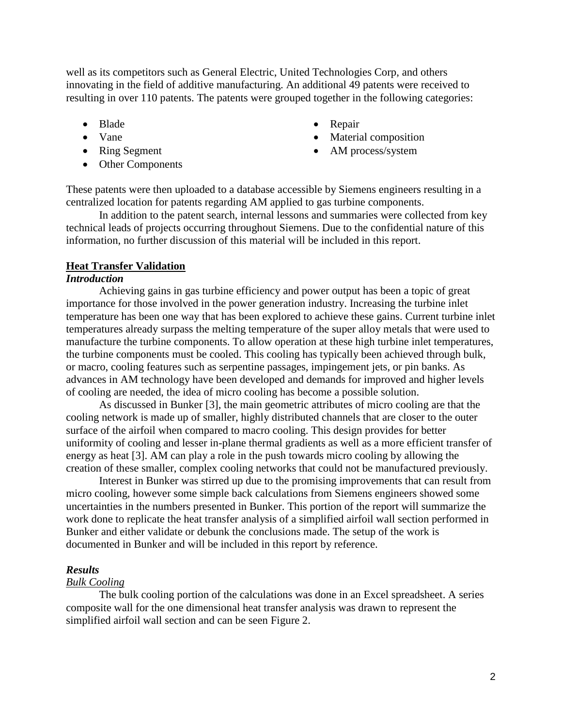well as its competitors such as General Electric, United Technologies Corp, and others innovating in the field of additive manufacturing. An additional 49 patents were received to resulting in over 110 patents. The patents were grouped together in the following categories:

- Blade
- Vane
- Ring Segment
- Other Components
- Repair
- Material composition
- AM process/system

These patents were then uploaded to a database accessible by Siemens engineers resulting in a centralized location for patents regarding AM applied to gas turbine components.

In addition to the patent search, internal lessons and summaries were collected from key technical leads of projects occurring throughout Siemens. Due to the confidential nature of this information, no further discussion of this material will be included in this report.

## Heat Transfer Validation

### *Introduction*

Achieving gains in gas turbine efficiency and power output has been a topic of great importance for those involved in the power generation industry. Increasing the turbine inlet temperature has been one way that has been explored to achieve these gains. Current turbine inlet temperatures already surpass the melting temperature of the super alloy metals that were used to manufacture the turbine components. To allow operation at these high turbine inlet temperatures, the turbine components must be cooled. This cooling has typically been achieved through bulk, or macro, cooling features such as serpentine passages, impingement jets, or pin banks. As advances in AM technology have been developed and demands for improved and higher levels of cooling are needed, the idea of micro cooling has become a possible solution.

As discussed in Bunker [3], the main geometric attributes of micro cooling are that the cooling network is made up of smaller, highly distributed channels that are closer to the outer surface of the airfoil when compared to macro cooling. This design provides for better uniformity of cooling and lesser in-plane thermal gradients as well as a more efficient transfer of energy as heat [3]. AM can play a role in the push towards micro cooling by allowing the creation of these smaller, complex cooling networks that could not be manufactured previously.

Interest in Bunker was stirred up due to the promising improvements that can result from micro cooling, however some simple back calculations from Siemens engineers showed some uncertainties in the numbers presented in Bunker. This portion of the report will summarize the work done to replicate the heat transfer analysis of a simplified airfoil wall section performed in Bunker and either validate or debunk the conclusions made. The setup of the work is documented in Bunker and will be included in this report by reference.

### *Results*

#### Bulk Cooling

The bulk cooling portion of the calculations was done in an Excel spreadsheet. A series composite wall for the one dimensional heat transfer analysis was drawn to represent the simplified airfoil wall section and can be seen Figure 2.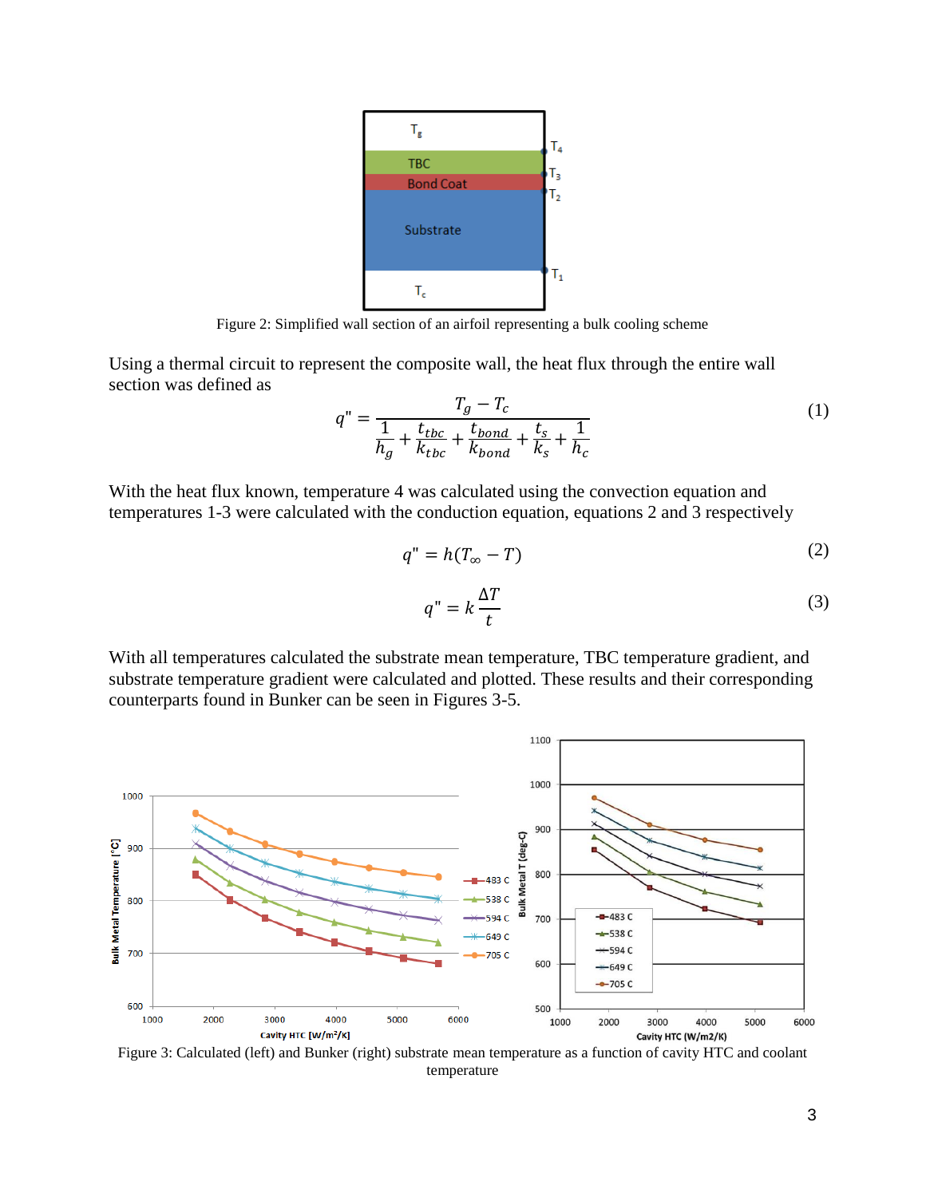Figure 2: Simplified wall section of an airfoil representing a bulk cooling scheme

Using a thermal circuit to represent the composite wall, the heat flux through the entire wall section was defined as

$$q" = \frac{T_g - T_c}{\frac{1}{h_g} + \frac{t_{tbc}}{k_{tbc}} + \frac{t_{bond}}{k_{bond}} + \frac{t_s}{k_s} + \frac{1}{h_c}} \tag{1}$$

With the heat flux known, temperature 4 was calculated using the convection equation and temperatures 1-3 were calculated with the conduction equation, equations 2 and 3 respectively

$$q" = h(T_\infty - T) \tag{2}$$

$$q" = k\frac{\Delta T}{t} \tag{3}$$

With all temperatures calculated the substrate mean temperature, TBC temperature gradient, and substrate temperature gradient were calculated and plotted. These results and their corresponding counterparts found in Bunker can be seen in Figures 3-5.

Figure 3: Calculated (left) and Bunker (right) substrate mean temperature as a function of cavity HTC and coolant temperature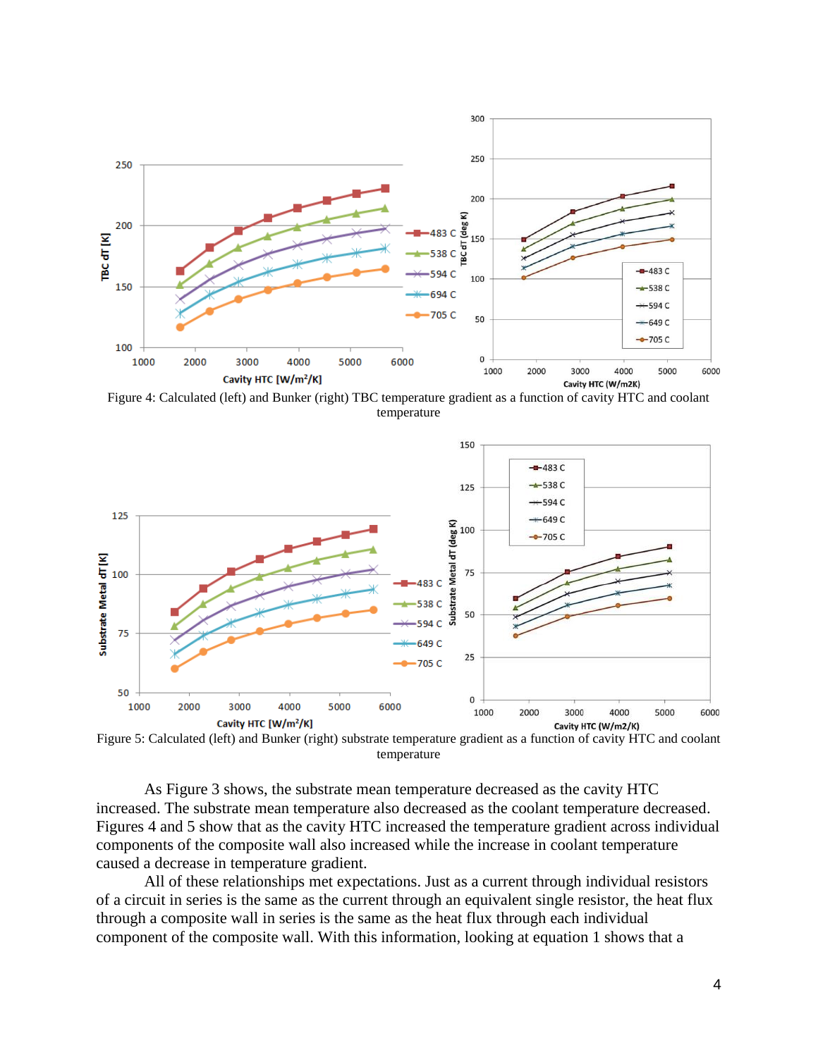Figure 4: Calculated (left) and Bunker (right) TBC temperature gradient as a function of cavity HTC and coolant temperature

Figure 5: Calculated (left) and Bunker (right) substrate temperature gradient as a function of cavity HTC and coolant temperature

As Figure 3 shows, the substrate mean temperature decreased as the cavity HTC increased. The substrate mean temperature also decreased as the coolant temperature decreased. Figures 4 and 5 show that as the cavity HTC increased the temperature gradient across individual components of the composite wall also increased while the increase in coolant temperature caused a decrease in temperature gradient.

All of these relationships met expectations. Just as a current through individual resistors of a circuit in series is the same as the current through an equivalent single resistor, the heat flux through a composite wall in series is the same as the heat flux through each individual component of the composite wall. With this information, looking at equation 1 shows that a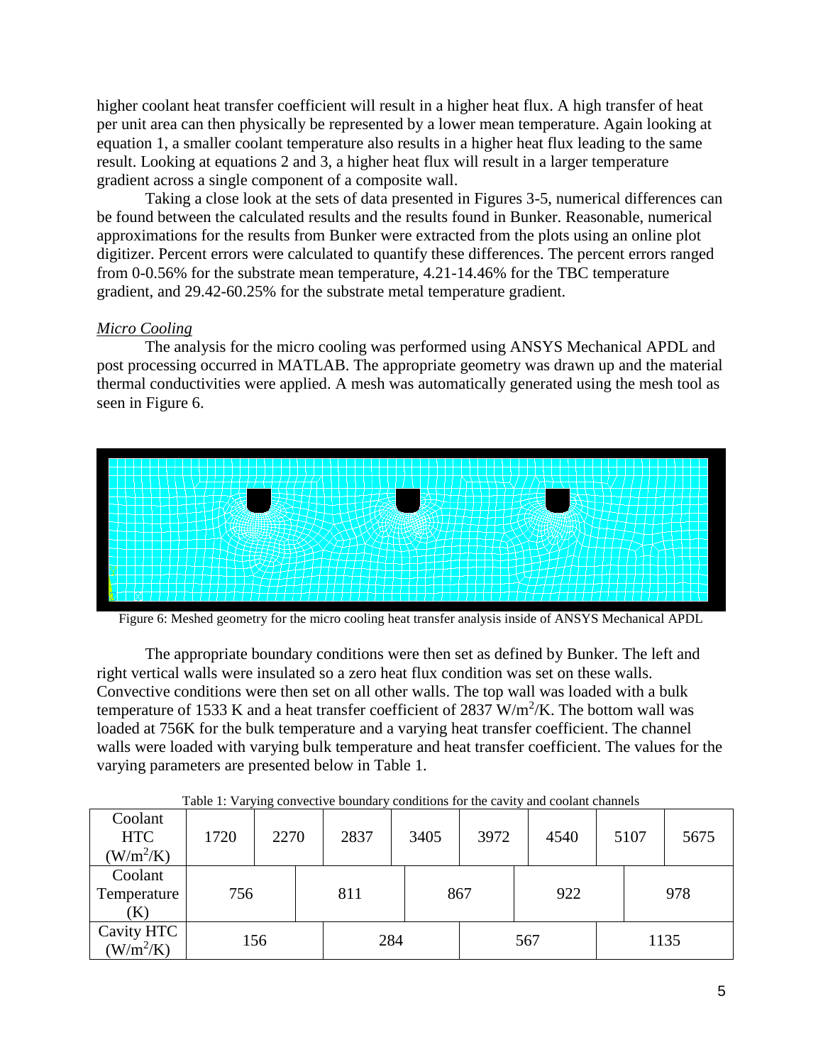higher coolant heat transfer coefficient will result in a higher heat flux. A high transfer of heat per unit area can then physically be represented by a lower mean temperature. Again looking at equation 1, a smaller coolant temperature also results in a higher heat flux leading to the same result. Looking at equations 2 and 3, a higher heat flux will result in a larger temperature gradient across a single component of a composite wall.

Taking a close look at the sets of data presented in Figures 3-5, numerical differences can be found between the calculated results and the results found in Bunker. Reasonable, numerical approximations for the results from Bunker were extracted from the plots using an online plot digitizer. Percent errors were calculated to quantify these differences. The percent errors ranged from 0-0.56% for the substrate mean temperature, 4.21-14.46% for the TBC temperature gradient, and 29.42-60.25% for the substrate metal temperature gradient.

*Micro Cooling*

The analysis for the micro cooling was performed using ANSYS Mechanical APDL and post processing occurred in MATLAB. The appropriate geometry was drawn up and the material thermal conductivities were applied. A mesh was automatically generated using the mesh tool as seen in Figure 6.

Figure 6: Meshed geometry for the micro cooling heat transfer analysis inside of ANSYS Mechanical APDL

The appropriate boundary conditions were then set as defined by Bunker. The left and right vertical walls were insulated so a zero heat flux condition was set on these walls. Convective conditions were then set on all other walls. The top wall was loaded with a bulk temperature of 1533 K and a heat transfer coefficient of 2837 W/m$^2$/K. The bottom wall was loaded at 756K for the bulk temperature and a varying heat transfer coefficient. The channel walls were loaded with varying bulk temperature and heat transfer coefficient. The values for the varying parameters are presented below in Table 1.

Table 1: Varying convective boundary conditions for the cavity and coolant channels

| Coolant HTC (W/m$^2$/K) | 1720 | 2270 | 2837 | 3405 | 3972 | 4540 | 5107 | 5675 |
|---|---|---|---|---|---|---|---|---|
| Coolant Temperature (K) | 756 | | 811 | | 867 | 922 | | 978 |
| Cavity HTC (W/m$^2$/K) | 156 | | 284 | | 567 | | 1135 | |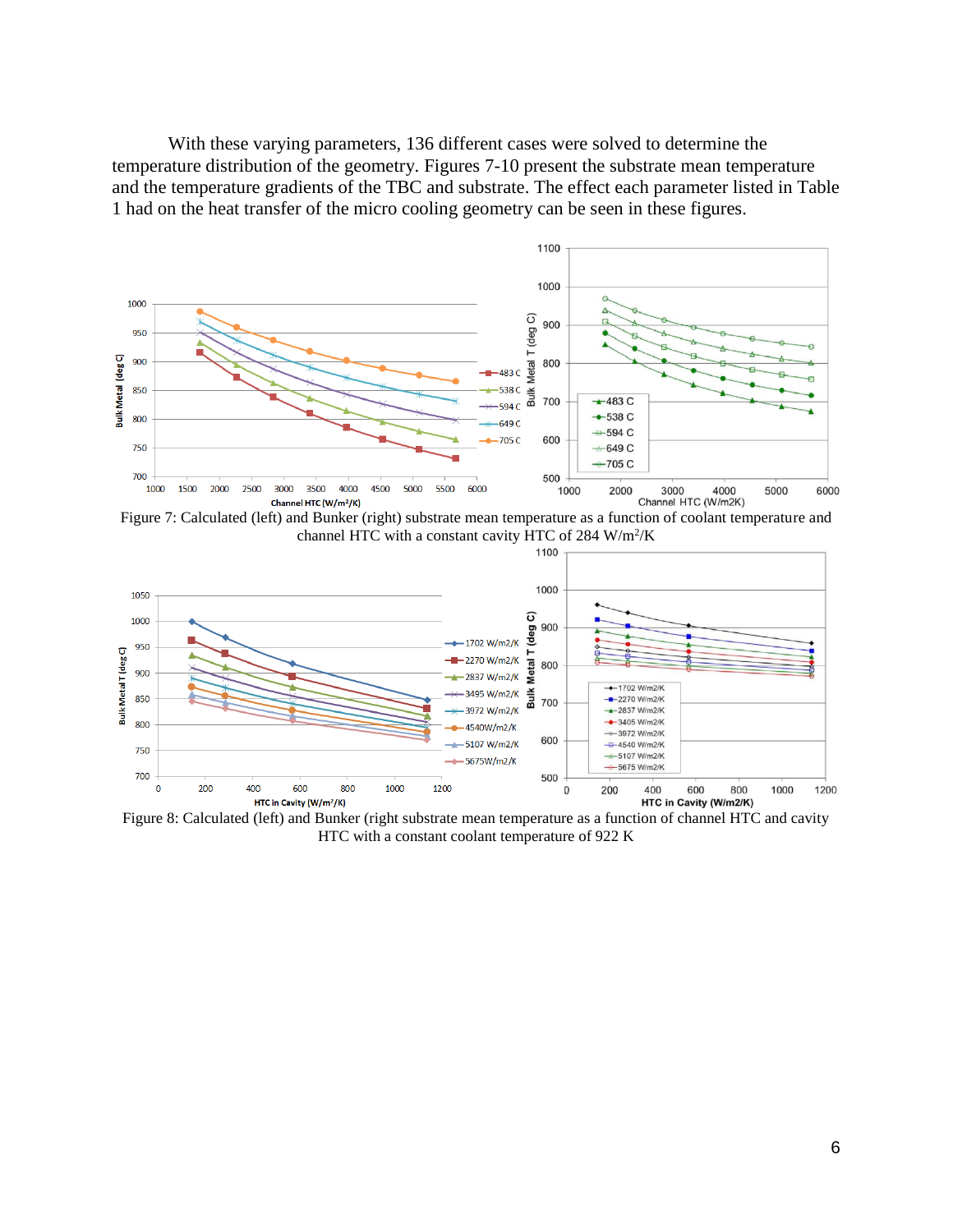With these varying parameters, 136 different cases were solved to determine the temperature distribution of the geometry. Figures 7-10 present the substrate mean temperature and the temperature gradients of the TBC and substrate. The effect each parameter listed in Table 1 had on the heat transfer of the micro cooling geometry can be seen in these figures.

Figure 7: Calculated (left) and Bunker (right) substrate mean temperature as a function of coolant temperature and channel HTC with a constant cavity HTC of 284 $W/m^2/K$

Figure 8: Calculated (left) and Bunker (right substrate mean temperature as a function of channel HTC and cavity HTC with a constant coolant temperature of 922 K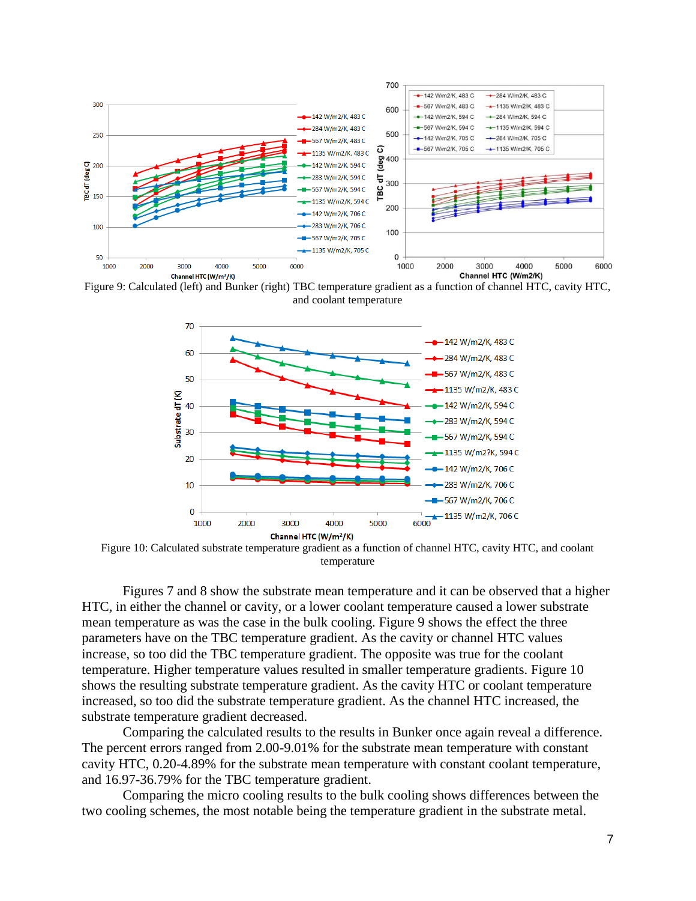Figure 9: Calculated (left) and Bunker (right) TBC temperature gradient as a function of channel HTC, cavity HTC, and coolant temperature

Figure 10: Calculated substrate temperature gradient as a function of channel HTC, cavity HTC, and coolant temperature

Figures 7 and 8 show the substrate mean temperature and it can be observed that a higher HTC, in either the channel or cavity, or a lower coolant temperature caused a lower substrate mean temperature as was the case in the bulk cooling. Figure 9 shows the effect the three parameters have on the TBC temperature gradient. As the cavity or channel HTC values increase, so too did the TBC temperature gradient. The opposite was true for the coolant temperature. Higher temperature values resulted in smaller temperature gradients. Figure 10 shows the resulting substrate temperature gradient. As the cavity HTC or coolant temperature increased, so too did the substrate temperature gradient. As the channel HTC increased, the substrate temperature gradient decreased.

Comparing the calculated results to the results in Bunker once again reveal a difference. The percent errors ranged from 2.00-9.01% for the substrate mean temperature with constant cavity HTC, 0.20-4.89% for the substrate mean temperature with constant coolant temperature, and 16.97-36.79% for the TBC temperature gradient.

Comparing the micro cooling results to the bulk cooling shows differences between the two cooling schemes, the most notable being the temperature gradient in the substrate metal.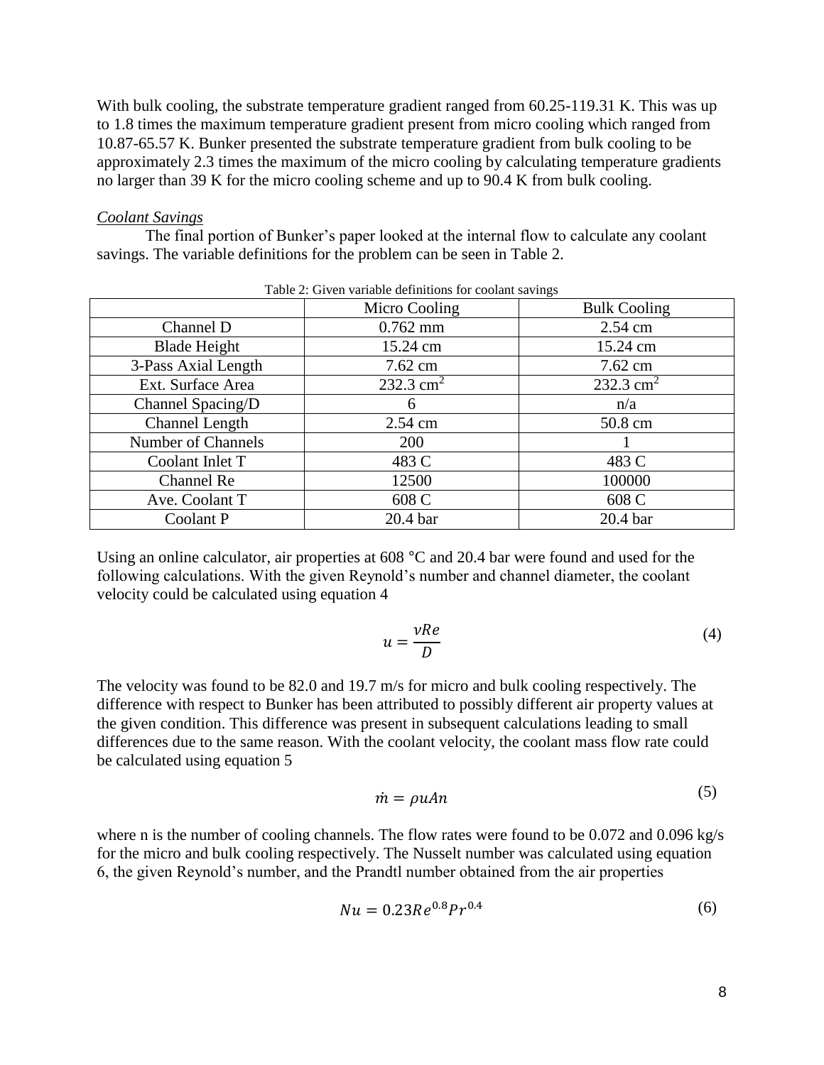With bulk cooling, the substrate temperature gradient ranged from 60.25-119.31 K. This was up to 1.8 times the maximum temperature gradient present from micro cooling which ranged from 10.87-65.57 K. Bunker presented the substrate temperature gradient from bulk cooling to be approximately 2.3 times the maximum of the micro cooling by calculating temperature gradients no larger than 39 K for the micro cooling scheme and up to 90.4 K from bulk cooling.

*Coolant Savings*

The final portion of Bunker's paper looked at the internal flow to calculate any coolant savings. The variable definitions for the problem can be seen in Table 2.

Table 2: Given variable definitions for coolant savings

| | Micro Cooling | Bulk Cooling |
|---|---|---|
| Channel D | 0.762 mm | 2.54 cm |
| Blade Height | 15.24 cm | 15.24 cm |
| 3-Pass Axial Length | 7.62 cm | 7.62 cm |
| Ext. Surface Area | 232.3 $cm^2$ | 232.3 $cm^2$ |
| Channel Spacing/D | 6 | n/a |
| Channel Length | 2.54 cm | 50.8 cm |
| Number of Channels | 200 | 1 |
| Coolant Inlet T | 483 C | 483 C |
| Channel Re | 12500 | 100000 |
| Ave. Coolant T | 608 C | 608 C |
| Coolant P | 20.4 bar | 20.4 bar |

Using an online calculator, air properties at 608 °C and 20.4 bar were found and used for the following calculations. With the given Reynold's number and channel diameter, the coolant velocity could be calculated using equation 4

$$u = \frac{\nu Re}{D} \tag{4}$$

The velocity was found to be 82.0 and 19.7 m/s for micro and bulk cooling respectively. The difference with respect to Bunker has been attributed to possibly different air property values at the given condition. This difference was present in subsequent calculations leading to small differences due to the same reason. With the coolant velocity, the coolant mass flow rate could be calculated using equation 5

$$\dot{m} = \rho u A n \tag{5}$$

where n is the number of cooling channels. The flow rates were found to be 0.072 and 0.096 kg/s for the micro and bulk cooling respectively. The Nusselt number was calculated using equation 6, the given Reynold's number, and the Prandtl number obtained from the air properties

$$Nu = 0.23 Re^{0.8} Pr^{0.4} \tag{6}$$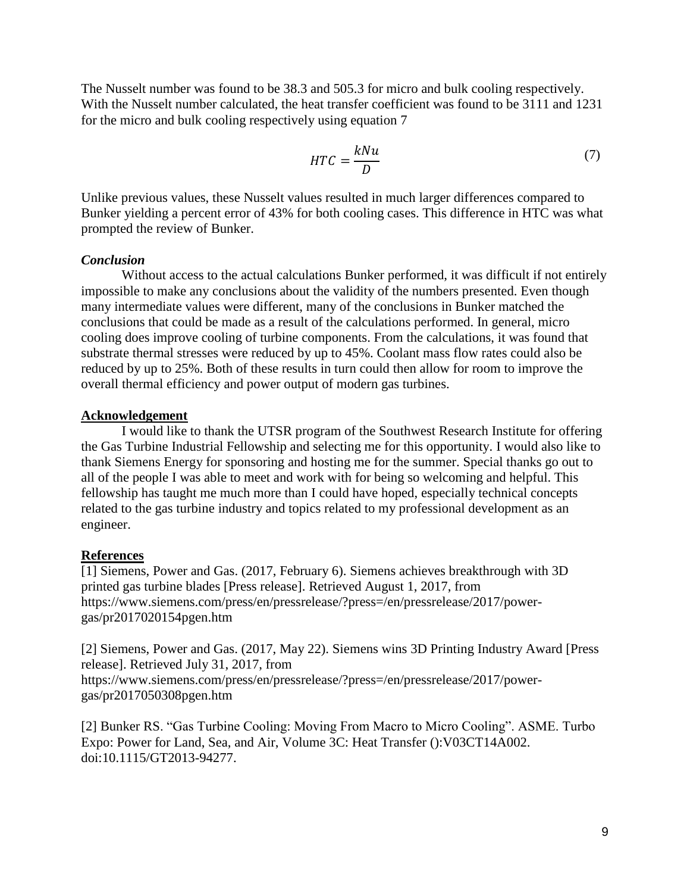The Nusselt number was found to be 38.3 and 505.3 for micro and bulk cooling respectively. With the Nusselt number calculated, the heat transfer coefficient was found to be 3111 and 1231 for the micro and bulk cooling respectively using equation 7

$$HTC = \frac{kNu}{D} \tag{7}$$

Unlike previous values, these Nusselt values resulted in much larger differences compared to Bunker yielding a percent error of 43% for both cooling cases. This difference in HTC was what prompted the review of Bunker.

### *Conclusion*

Without access to the actual calculations Bunker performed, it was difficult if not entirely impossible to make any conclusions about the validity of the numbers presented. Even though many intermediate values were different, many of the conclusions in Bunker matched the conclusions that could be made as a result of the calculations performed. In general, micro cooling does improve cooling of turbine components. From the calculations, it was found that substrate thermal stresses were reduced by up to 45%. Coolant mass flow rates could also be reduced by up to 25%. Both of these results in turn could then allow for room to improve the overall thermal efficiency and power output of modern gas turbines.

## Acknowledgement

I would like to thank the UTSR program of the Southwest Research Institute for offering the Gas Turbine Industrial Fellowship and selecting me for this opportunity. I would also like to thank Siemens Energy for sponsoring and hosting me for the summer. Special thanks go out to all of the people I was able to meet and work with for being so welcoming and helpful. This fellowship has taught me much more than I could have hoped, especially technical concepts related to the gas turbine industry and topics related to my professional development as an engineer.

## References

[1] Siemens, Power and Gas. (2017, February 6). Siemens achieves breakthrough with 3D printed gas turbine blades [Press release]. Retrieved August 1, 2017, from https://www.siemens.com/press/en/pressrelease/?press=/en/pressrelease/2017/power-gas/pr2017020154pgen.htm

[2] Siemens, Power and Gas. (2017, May 22). Siemens wins 3D Printing Industry Award [Press release]. Retrieved July 31, 2017, from https://www.siemens.com/press/en/pressrelease/?press=/en/pressrelease/2017/power-gas/pr2017050308pgen.htm

[2] Bunker RS. "Gas Turbine Cooling: Moving From Macro to Micro Cooling". ASME. Turbo Expo: Power for Land, Sea, and Air, Volume 3C: Heat Transfer ():V03CT14A002. doi:10.1115/GT2013-94277.